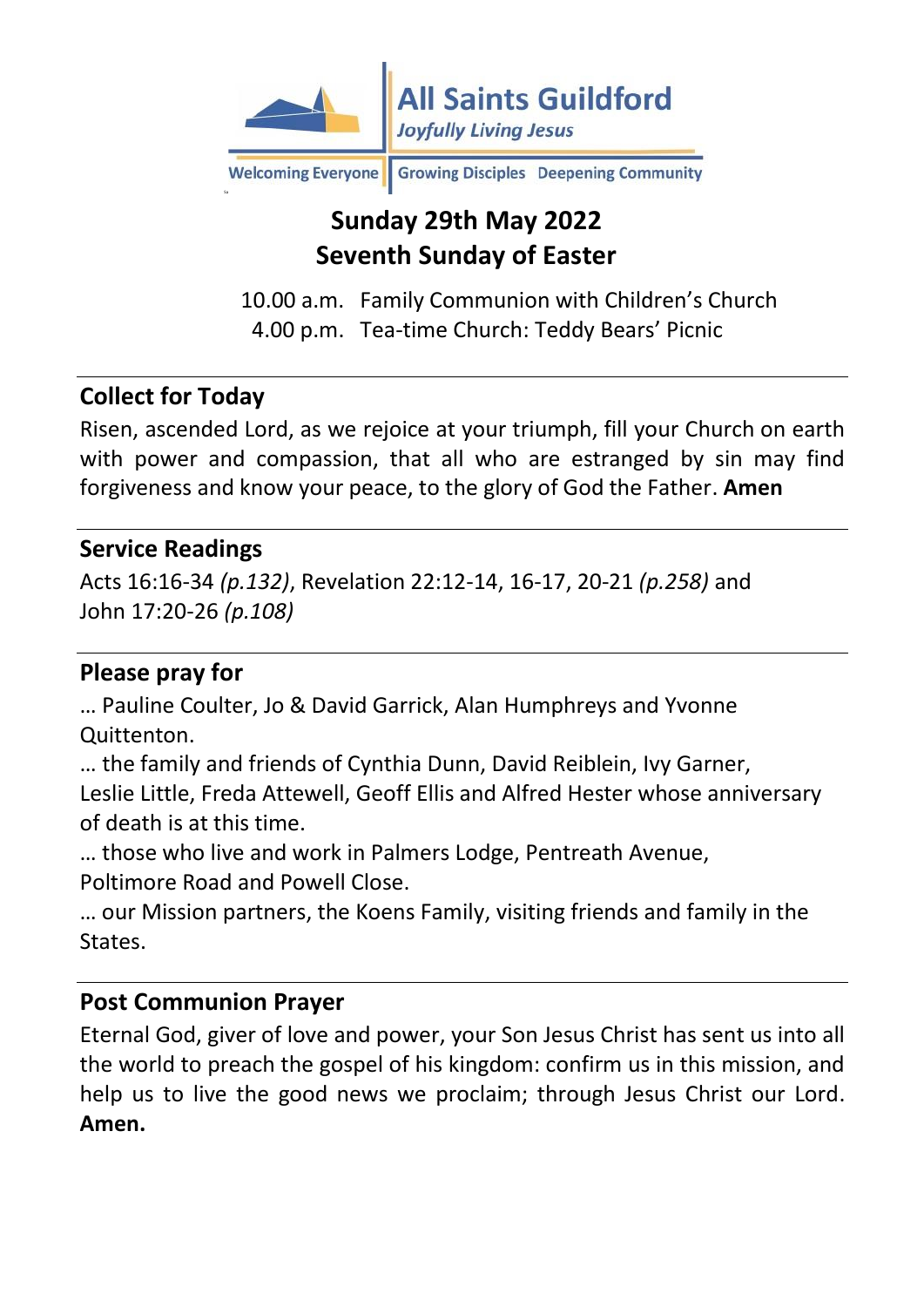**All Saints Guildford**
*Joyfully Living Jesus*

Welcoming Everyone | Growing Disciples | Deepening Community

# Sunday 29th May 2022
# Seventh Sunday of Easter

10.00 a.m. Family Communion with Children's Church
4.00 p.m. Tea-time Church: Teddy Bears' Picnic

---

## Collect for Today

Risen, ascended Lord, as we rejoice at your triumph, fill your Church on earth with power and compassion, that all who are estranged by sin may find forgiveness and know your peace, to the glory of God the Father. **Amen**

---

## Service Readings

Acts 16:16-34 *(p.132)*, Revelation 22:12-14, 16-17, 20-21 *(p.258)* and John 17:20-26 *(p.108)*

---

## Please pray for

… Pauline Coulter, Jo & David Garrick, Alan Humphreys and Yvonne Quittenton.

… the family and friends of Cynthia Dunn, David Reiblein, Ivy Garner, Leslie Little, Freda Attewell, Geoff Ellis and Alfred Hester whose anniversary of death is at this time.

… those who live and work in Palmers Lodge, Pentreath Avenue, Poltimore Road and Powell Close.

… our Mission partners, the Koens Family, visiting friends and family in the States.

---

## Post Communion Prayer

Eternal God, giver of love and power, your Son Jesus Christ has sent us into all the world to preach the gospel of his kingdom: confirm us in this mission, and help us to live the good news we proclaim; through Jesus Christ our Lord. **Amen.**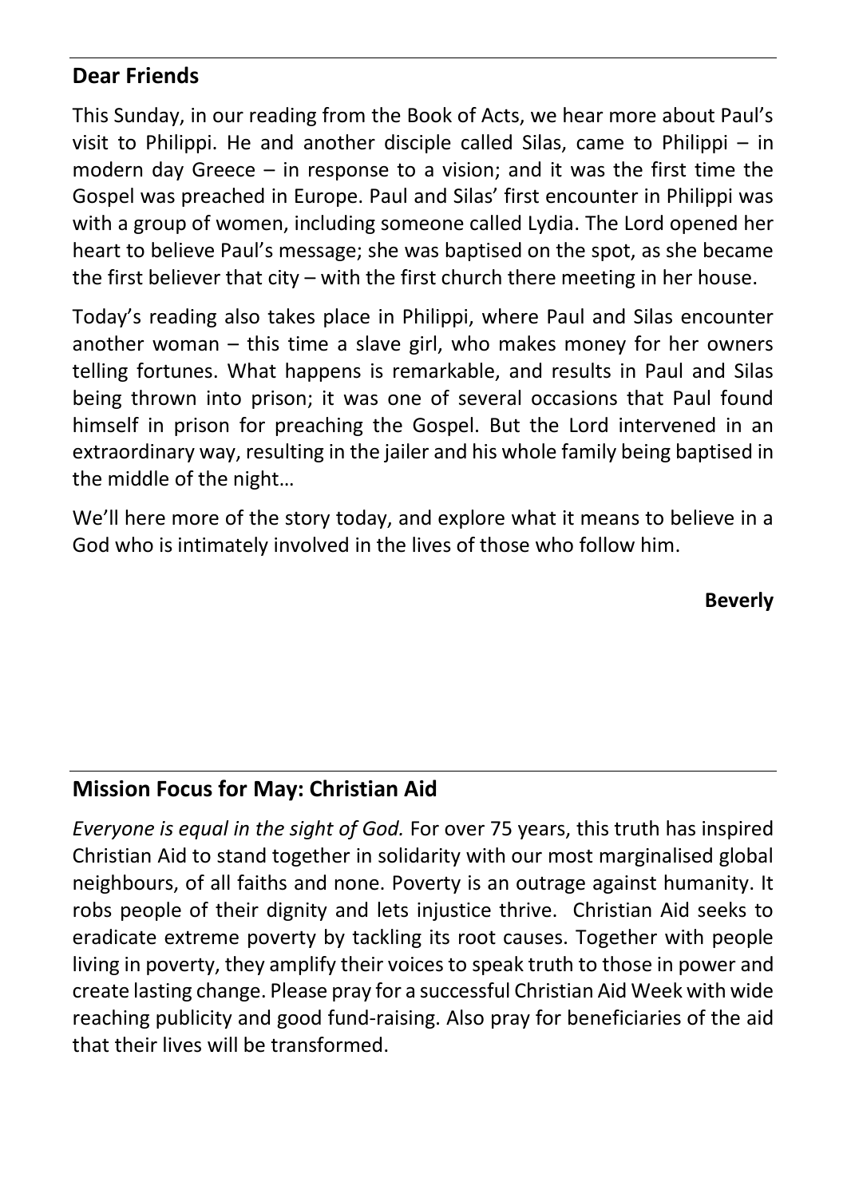## Dear Friends

This Sunday, in our reading from the Book of Acts, we hear more about Paul's visit to Philippi. He and another disciple called Silas, came to Philippi – in modern day Greece – in response to a vision; and it was the first time the Gospel was preached in Europe. Paul and Silas' first encounter in Philippi was with a group of women, including someone called Lydia. The Lord opened her heart to believe Paul's message; she was baptised on the spot, as she became the first believer that city – with the first church there meeting in her house.

Today's reading also takes place in Philippi, where Paul and Silas encounter another woman – this time a slave girl, who makes money for her owners telling fortunes. What happens is remarkable, and results in Paul and Silas being thrown into prison; it was one of several occasions that Paul found himself in prison for preaching the Gospel. But the Lord intervened in an extraordinary way, resulting in the jailer and his whole family being baptised in the middle of the night…

We'll here more of the story today, and explore what it means to believe in a God who is intimately involved in the lives of those who follow him.

**Beverly**

## Mission Focus for May: Christian Aid

*Everyone is equal in the sight of God.* For over 75 years, this truth has inspired Christian Aid to stand together in solidarity with our most marginalised global neighbours, of all faiths and none. Poverty is an outrage against humanity. It robs people of their dignity and lets injustice thrive. Christian Aid seeks to eradicate extreme poverty by tackling its root causes. Together with people living in poverty, they amplify their voices to speak truth to those in power and create lasting change. Please pray for a successful Christian Aid Week with wide reaching publicity and good fund-raising. Also pray for beneficiaries of the aid that their lives will be transformed.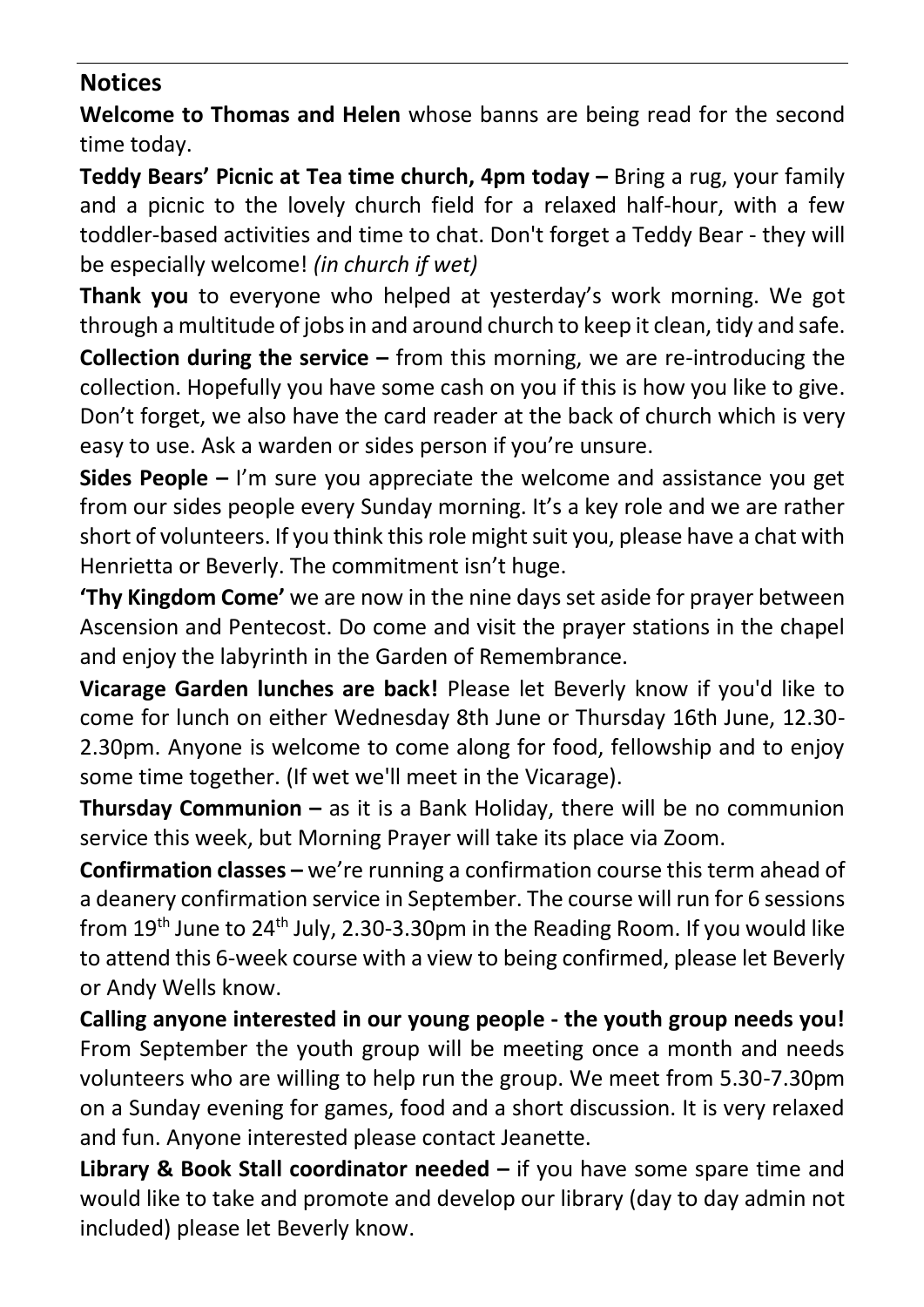## Notices

**Welcome to Thomas and Helen** whose banns are being read for the second time today.

**Teddy Bears' Picnic at Tea time church, 4pm today –** Bring a rug, your family and a picnic to the lovely church field for a relaxed half-hour, with a few toddler-based activities and time to chat. Don't forget a Teddy Bear - they will be especially welcome! *(in church if wet)*

**Thank you** to everyone who helped at yesterday's work morning. We got through a multitude of jobs in and around church to keep it clean, tidy and safe.

**Collection during the service –** from this morning, we are re-introducing the collection. Hopefully you have some cash on you if this is how you like to give. Don't forget, we also have the card reader at the back of church which is very easy to use. Ask a warden or sides person if you're unsure.

**Sides People –** I'm sure you appreciate the welcome and assistance you get from our sides people every Sunday morning. It's a key role and we are rather short of volunteers. If you think this role might suit you, please have a chat with Henrietta or Beverly. The commitment isn't huge.

**'Thy Kingdom Come'** we are now in the nine days set aside for prayer between Ascension and Pentecost. Do come and visit the prayer stations in the chapel and enjoy the labyrinth in the Garden of Remembrance.

**Vicarage Garden lunches are back!** Please let Beverly know if you'd like to come for lunch on either Wednesday 8th June or Thursday 16th June, 12.30-2.30pm. Anyone is welcome to come along for food, fellowship and to enjoy some time together. (If wet we'll meet in the Vicarage).

**Thursday Communion –** as it is a Bank Holiday, there will be no communion service this week, but Morning Prayer will take its place via Zoom.

**Confirmation classes –** we're running a confirmation course this term ahead of a deanery confirmation service in September. The course will run for 6 sessions from 19th June to 24th July, 2.30-3.30pm in the Reading Room. If you would like to attend this 6-week course with a view to being confirmed, please let Beverly or Andy Wells know.

**Calling anyone interested in our young people - the youth group needs you!** From September the youth group will be meeting once a month and needs volunteers who are willing to help run the group. We meet from 5.30-7.30pm on a Sunday evening for games, food and a short discussion. It is very relaxed and fun. Anyone interested please contact Jeanette.

**Library & Book Stall coordinator needed –** if you have some spare time and would like to take and promote and develop our library (day to day admin not included) please let Beverly know.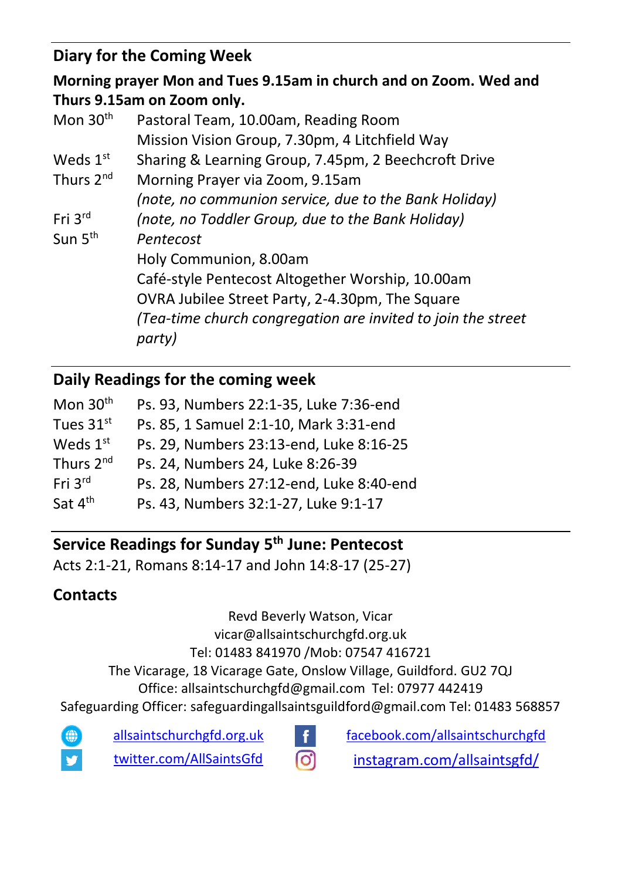## Diary for the Coming Week

**Morning prayer Mon and Tues 9.15am in church and on Zoom. Wed and Thurs 9.15am on Zoom only.**

| | |
|---|---|
| Mon 30th | Pastoral Team, 10.00am, Reading Room |
| | Mission Vision Group, 7.30pm, 4 Litchfield Way |
| Weds 1st | Sharing & Learning Group, 7.45pm, 2 Beechcroft Drive |
| Thurs 2nd | Morning Prayer via Zoom, 9.15am |
| | *(note, no communion service, due to the Bank Holiday)* |
| Fri 3rd | *(note, no Toddler Group, due to the Bank Holiday)* |
| Sun 5th | *Pentecost* |
| | Holy Communion, 8.00am |
| | Café-style Pentecost Altogether Worship, 10.00am |
| | OVRA Jubilee Street Party, 2-4.30pm, The Square |
| | *(Tea-time church congregation are invited to join the street party)* |

## Daily Readings for the coming week

| | |
|---|---|
| Mon 30th | Ps. 93, Numbers 22:1-35, Luke 7:36-end |
| Tues 31st | Ps. 85, 1 Samuel 2:1-10, Mark 3:31-end |
| Weds 1st | Ps. 29, Numbers 23:13-end, Luke 8:16-25 |
| Thurs 2nd | Ps. 24, Numbers 24, Luke 8:26-39 |
| Fri 3rd | Ps. 28, Numbers 27:12-end, Luke 8:40-end |
| Sat 4th | Ps. 43, Numbers 32:1-27, Luke 9:1-17 |

## Service Readings for Sunday 5th June: Pentecost

Acts 2:1-21, Romans 8:14-17 and John 14:8-17 (25-27)

## Contacts

Revd Beverly Watson, Vicar
vicar@allsaintschurchgfd.org.uk
Tel: 01483 841970 /Mob: 07547 416721
The Vicarage, 18 Vicarage Gate, Onslow Village, Guildford. GU2 7QJ
Office: allsaintschurchgfd@gmail.com Tel: 07977 442419
Safeguarding Officer: safeguardingallsaintsguildford@gmail.com Tel: 01483 568857

allsaintschurchgfd.org.uk
facebook.com/allsaintschurchgfd
twitter.com/AllSaintsGfd
instagram.com/allsaintsgfd/